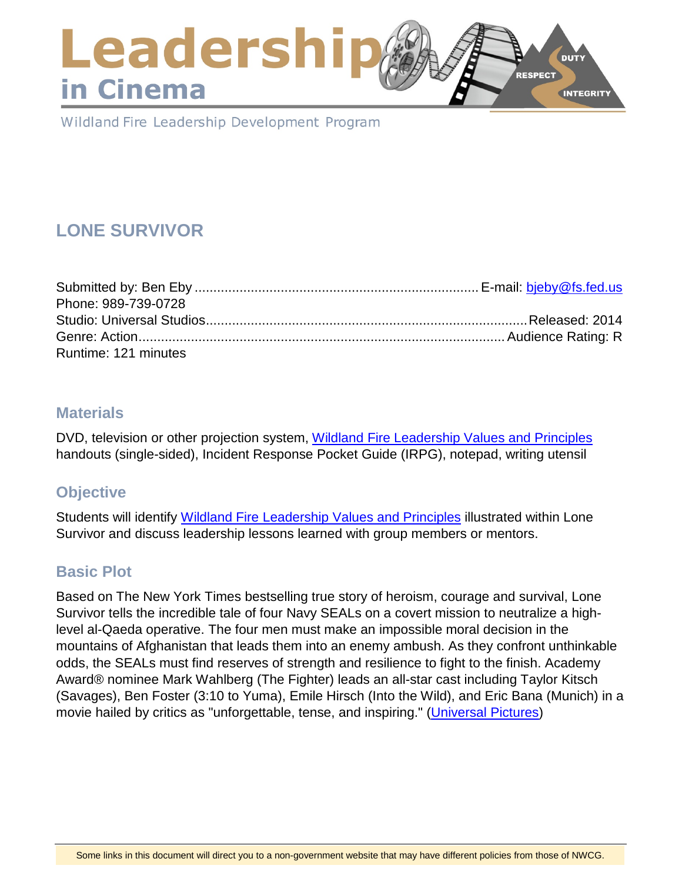# Leadership in Cinema

Wildland Fire Leadership Development Program

## LONE SURVIVOR

Submitted by: Ben Eby ............................................................................ E-mail: bjeby@fs.fed.us
Phone: 989-739-0728
Studio: Universal Studios ...................................................................................... Released: 2014
Genre: Action ................................................................................................ Audience Rating: R
Runtime: 121 minutes

### Materials

DVD, television or other projection system, Wildland Fire Leadership Values and Principles handouts (single-sided), Incident Response Pocket Guide (IRPG), notepad, writing utensil

### Objective

Students will identify Wildland Fire Leadership Values and Principles illustrated within Lone Survivor and discuss leadership lessons learned with group members or mentors.

### Basic Plot

Based on The New York Times bestselling true story of heroism, courage and survival, Lone Survivor tells the incredible tale of four Navy SEALs on a covert mission to neutralize a high-level al-Qaeda operative. The four men must make an impossible moral decision in the mountains of Afghanistan that leads them into an enemy ambush. As they confront unthinkable odds, the SEALs must find reserves of strength and resilience to fight to the finish. Academy Award® nominee Mark Wahlberg (The Fighter) leads an all-star cast including Taylor Kitsch (Savages), Ben Foster (3:10 to Yuma), Emile Hirsch (Into the Wild), and Eric Bana (Munich) in a movie hailed by critics as "unforgettable, tense, and inspiring." (Universal Pictures)

Some links in this document will direct you to a non-government website that may have different policies from those of NWCG.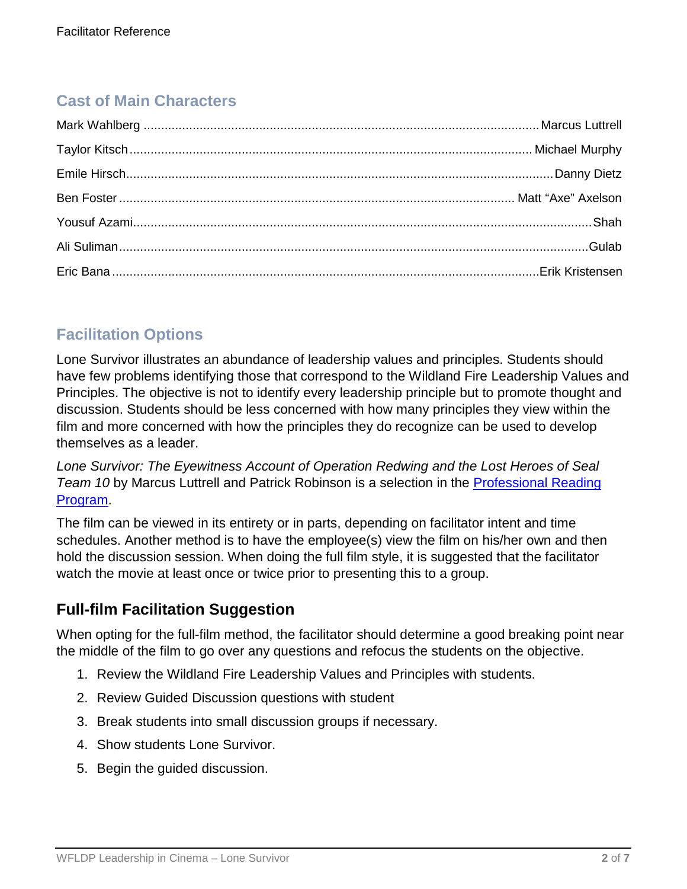## Cast of Main Characters

| | |
|---|---|
| Mark Wahlberg | Marcus Luttrell |
| Taylor Kitsch | Michael Murphy |
| Emile Hirsch | Danny Dietz |
| Ben Foster | Matt "Axe" Axelson |
| Yousuf Azami | Shah |
| Ali Suliman | Gulab |
| Eric Bana | Erik Kristensen |

## Facilitation Options

Lone Survivor illustrates an abundance of leadership values and principles. Students should have few problems identifying those that correspond to the Wildland Fire Leadership Values and Principles. The objective is not to identify every leadership principle but to promote thought and discussion. Students should be less concerned with how many principles they view within the film and more concerned with how the principles they do recognize can be used to develop themselves as a leader.

*Lone Survivor: The Eyewitness Account of Operation Redwing and the Lost Heroes of Seal Team 10* by Marcus Luttrell and Patrick Robinson is a selection in the Professional Reading Program.

The film can be viewed in its entirety or in parts, depending on facilitator intent and time schedules. Another method is to have the employee(s) view the film on his/her own and then hold the discussion session. When doing the full film style, it is suggested that the facilitator watch the movie at least once or twice prior to presenting this to a group.

### Full-film Facilitation Suggestion

When opting for the full-film method, the facilitator should determine a good breaking point near the middle of the film to go over any questions and refocus the students on the objective.

1. Review the Wildland Fire Leadership Values and Principles with students.
2. Review Guided Discussion questions with student
3. Break students into small discussion groups if necessary.
4. Show students Lone Survivor.
5. Begin the guided discussion.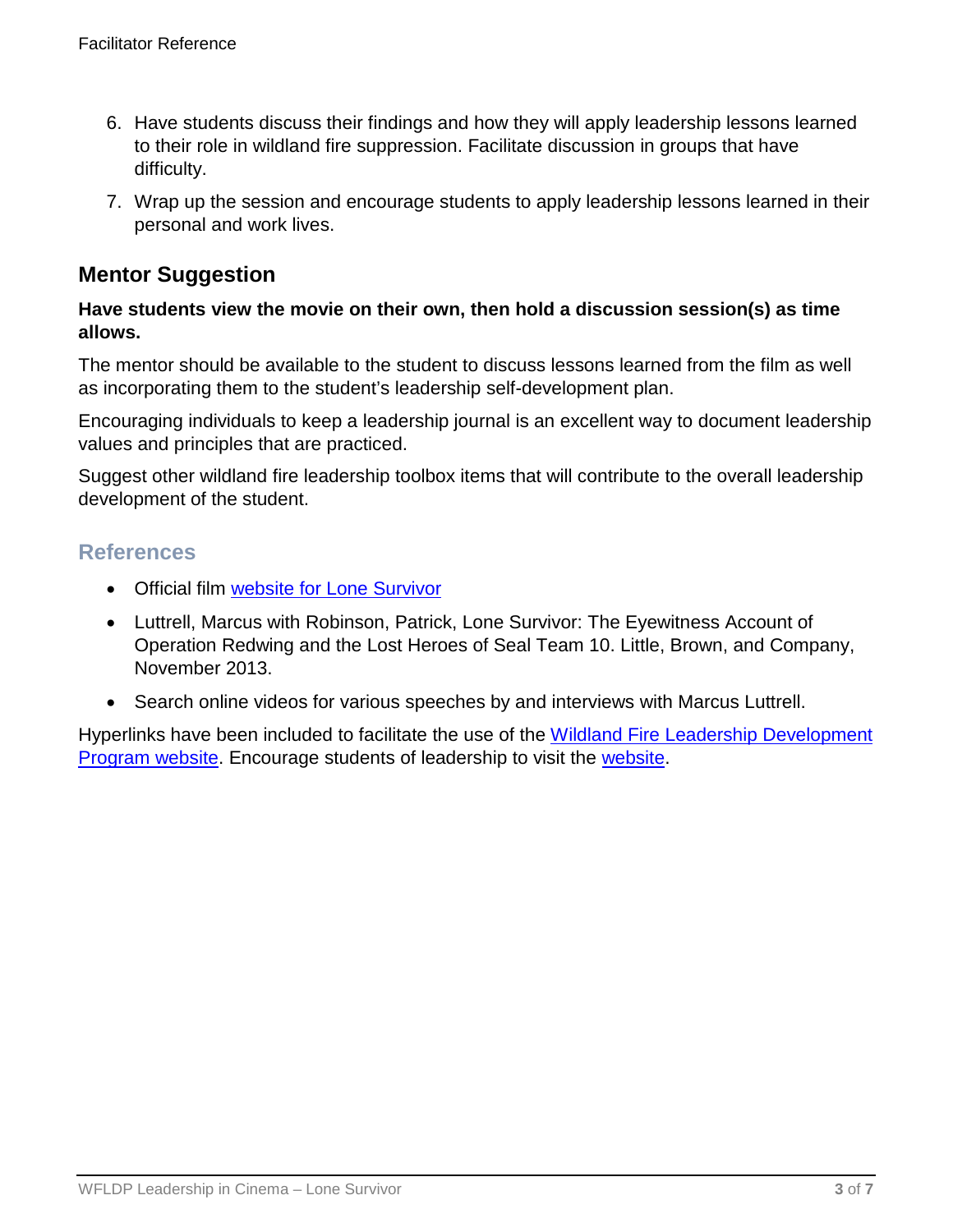6. Have students discuss their findings and how they will apply leadership lessons learned to their role in wildland fire suppression. Facilitate discussion in groups that have difficulty.
7. Wrap up the session and encourage students to apply leadership lessons learned in their personal and work lives.

## Mentor Suggestion

**Have students view the movie on their own, then hold a discussion session(s) as time allows.**

The mentor should be available to the student to discuss lessons learned from the film as well as incorporating them to the student's leadership self-development plan.

Encouraging individuals to keep a leadership journal is an excellent way to document leadership values and principles that are practiced.

Suggest other wildland fire leadership toolbox items that will contribute to the overall leadership development of the student.

### References

- Official film website for Lone Survivor
- Luttrell, Marcus with Robinson, Patrick, Lone Survivor: The Eyewitness Account of Operation Redwing and the Lost Heroes of Seal Team 10. Little, Brown, and Company, November 2013.
- Search online videos for various speeches by and interviews with Marcus Luttrell.

Hyperlinks have been included to facilitate the use of the Wildland Fire Leadership Development Program website. Encourage students of leadership to visit the website.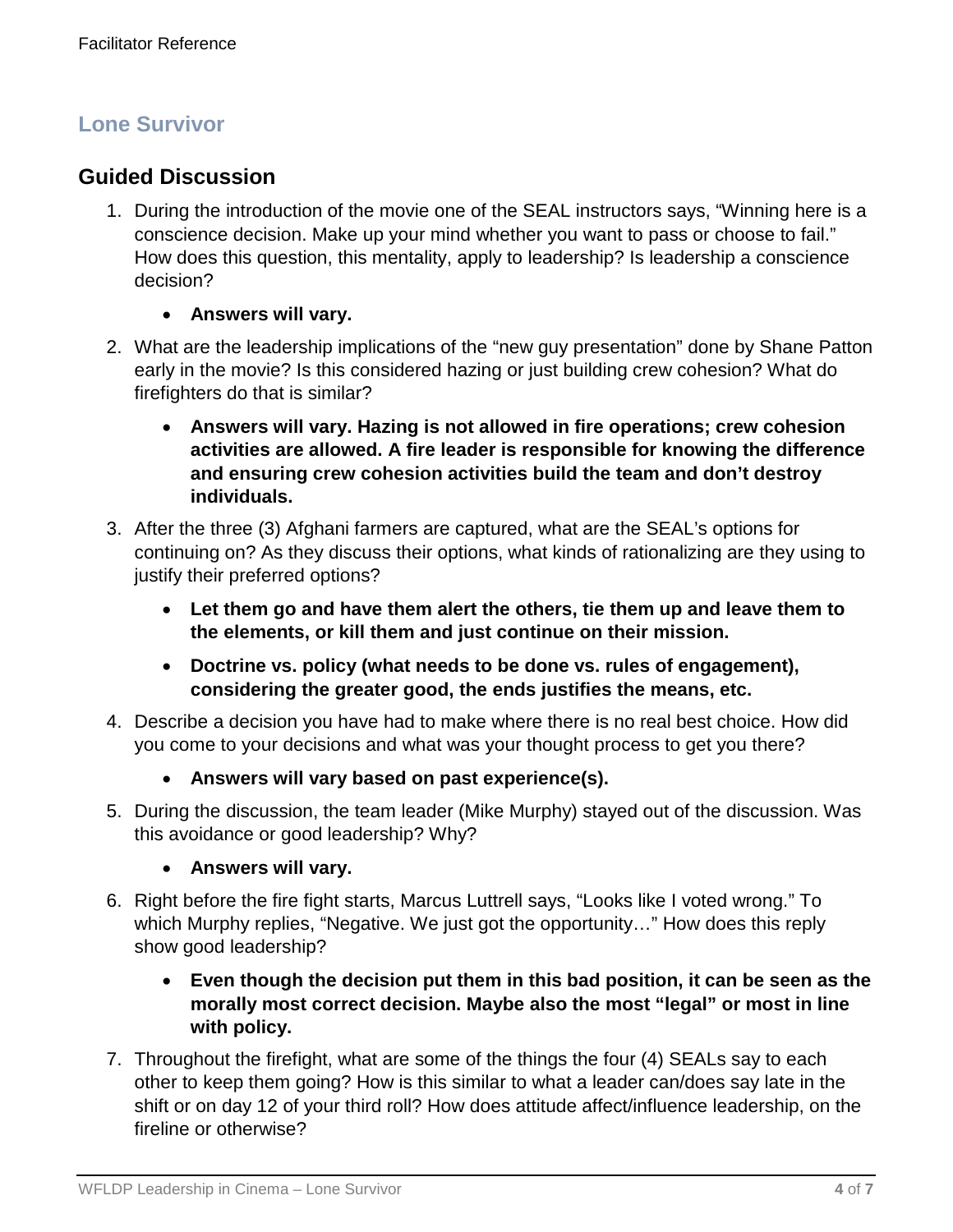## Lone Survivor

### Guided Discussion

1. During the introduction of the movie one of the SEAL instructors says, "Winning here is a conscience decision. Make up your mind whether you want to pass or choose to fail." How does this question, this mentality, apply to leadership? Is leadership a conscience decision?

    - **Answers will vary.**

2. What are the leadership implications of the "new guy presentation" done by Shane Patton early in the movie? Is this considered hazing or just building crew cohesion? What do firefighters do that is similar?

    - **Answers will vary. Hazing is not allowed in fire operations; crew cohesion activities are allowed. A fire leader is responsible for knowing the difference and ensuring crew cohesion activities build the team and don't destroy individuals.**

3. After the three (3) Afghani farmers are captured, what are the SEAL's options for continuing on? As they discuss their options, what kinds of rationalizing are they using to justify their preferred options?

    - **Let them go and have them alert the others, tie them up and leave them to the elements, or kill them and just continue on their mission.**
    - **Doctrine vs. policy (what needs to be done vs. rules of engagement), considering the greater good, the ends justifies the means, etc.**

4. Describe a decision you have had to make where there is no real best choice. How did you come to your decisions and what was your thought process to get you there?

    - **Answers will vary based on past experience(s).**

5. During the discussion, the team leader (Mike Murphy) stayed out of the discussion. Was this avoidance or good leadership? Why?

    - **Answers will vary.**

6. Right before the fire fight starts, Marcus Luttrell says, "Looks like I voted wrong." To which Murphy replies, "Negative. We just got the opportunity…" How does this reply show good leadership?

    - **Even though the decision put them in this bad position, it can be seen as the morally most correct decision. Maybe also the most "legal" or most in line with policy.**

7. Throughout the firefight, what are some of the things the four (4) SEALs say to each other to keep them going? How is this similar to what a leader can/does say late in the shift or on day 12 of your third roll? How does attitude affect/influence leadership, on the fireline or otherwise?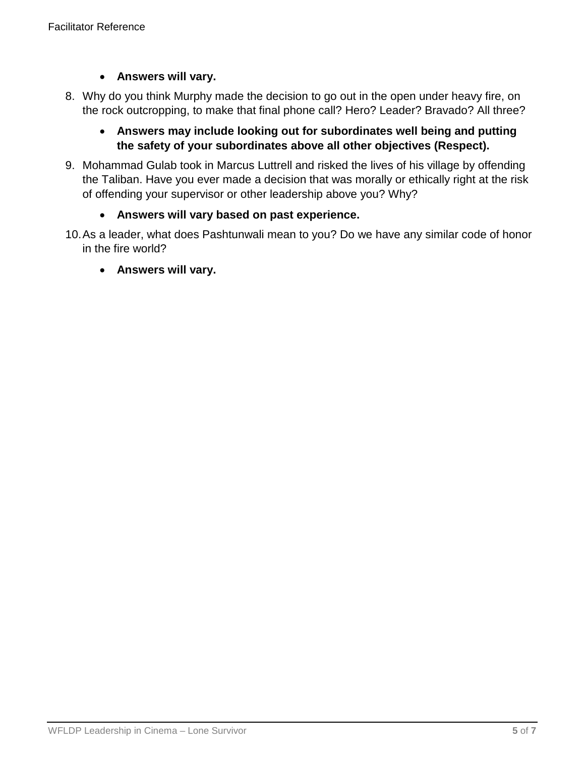- **Answers will vary.**

8. Why do you think Murphy made the decision to go out in the open under heavy fire, on the rock outcropping, to make that final phone call? Hero? Leader? Bravado? All three?

    - **Answers may include looking out for subordinates well being and putting the safety of your subordinates above all other objectives (Respect).**

9. Mohammad Gulab took in Marcus Luttrell and risked the lives of his village by offending the Taliban. Have you ever made a decision that was morally or ethically right at the risk of offending your supervisor or other leadership above you? Why?

    - **Answers will vary based on past experience.**

10. As a leader, what does Pashtunwali mean to you? Do we have any similar code of honor in the fire world?

    - **Answers will vary.**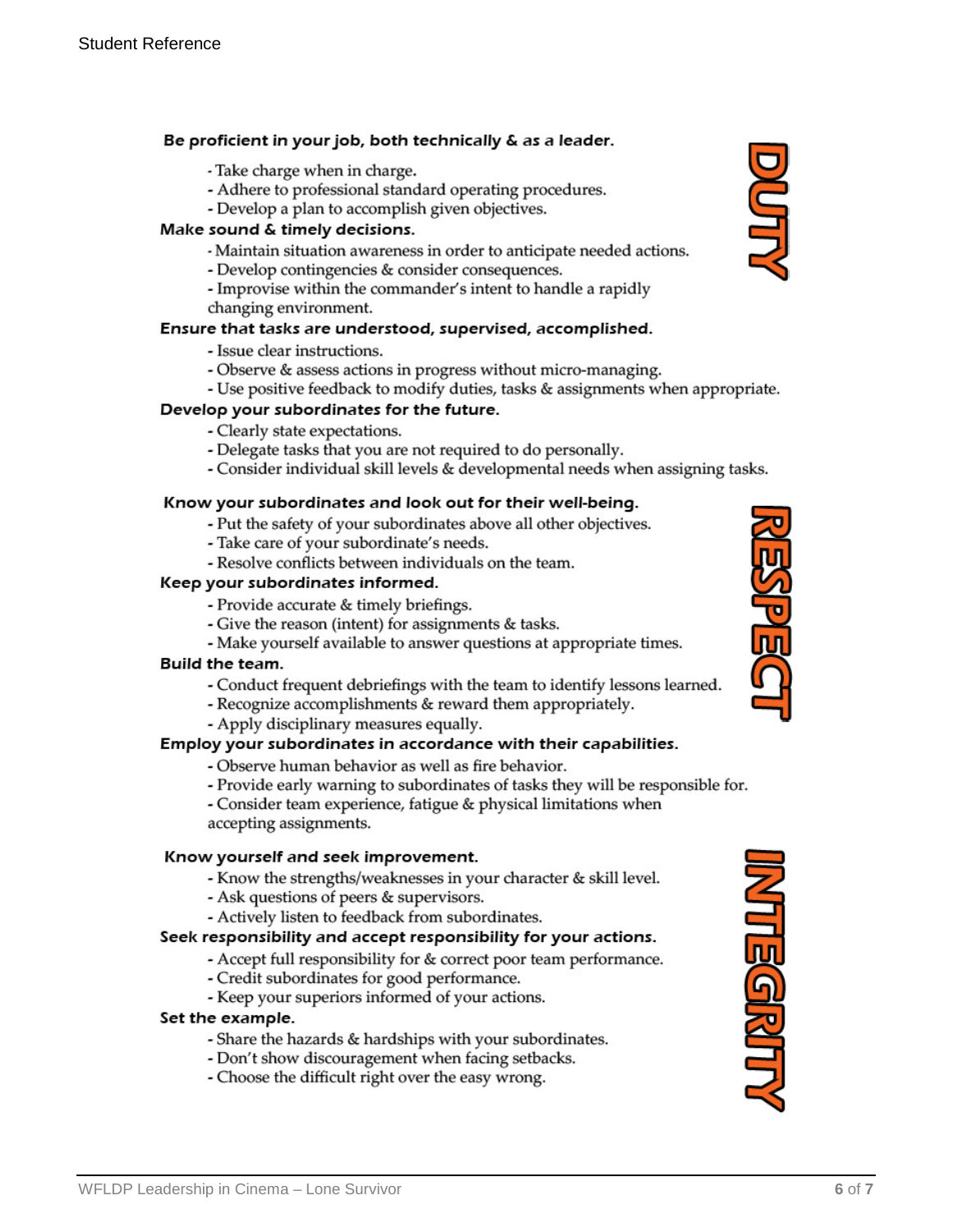## DUTY

**Be proficient in your job, both technically & as a leader.**

- Take charge when in charge.
- Adhere to professional standard operating procedures.
- Develop a plan to accomplish given objectives.

**Make sound & timely decisions.**

- Maintain situation awareness in order to anticipate needed actions.
- Develop contingencies & consider consequences.
- Improvise within the commander's intent to handle a rapidly changing environment.

**Ensure that tasks are understood, supervised, accomplished.**

- Issue clear instructions.
- Observe & assess actions in progress without micro-managing.
- Use positive feedback to modify duties, tasks & assignments when appropriate.

**Develop your subordinates for the future.**

- Clearly state expectations.
- Delegate tasks that you are not required to do personally.
- Consider individual skill levels & developmental needs when assigning tasks.

## RESPECT

**Know your subordinates and look out for their well-being.**

- Put the safety of your subordinates above all other objectives.
- Take care of your subordinate's needs.
- Resolve conflicts between individuals on the team.

**Keep your subordinates informed.**

- Provide accurate & timely briefings.
- Give the reason (intent) for assignments & tasks.
- Make yourself available to answer questions at appropriate times.

**Build the team.**

- Conduct frequent debriefings with the team to identify lessons learned.
- Recognize accomplishments & reward them appropriately.
- Apply disciplinary measures equally.

**Employ your subordinates in accordance with their capabilities.**

- Observe human behavior as well as fire behavior.
- Provide early warning to subordinates of tasks they will be responsible for.
- Consider team experience, fatigue & physical limitations when accepting assignments.

## INTEGRITY

**Know yourself and seek improvement.**

- Know the strengths/weaknesses in your character & skill level.
- Ask questions of peers & supervisors.
- Actively listen to feedback from subordinates.

**Seek responsibility and accept responsibility for your actions.**

- Accept full responsibility for & correct poor team performance.
- Credit subordinates for good performance.
- Keep your superiors informed of your actions.

**Set the example.**

- Share the hazards & hardships with your subordinates.
- Don't show discouragement when facing setbacks.
- Choose the difficult right over the easy wrong.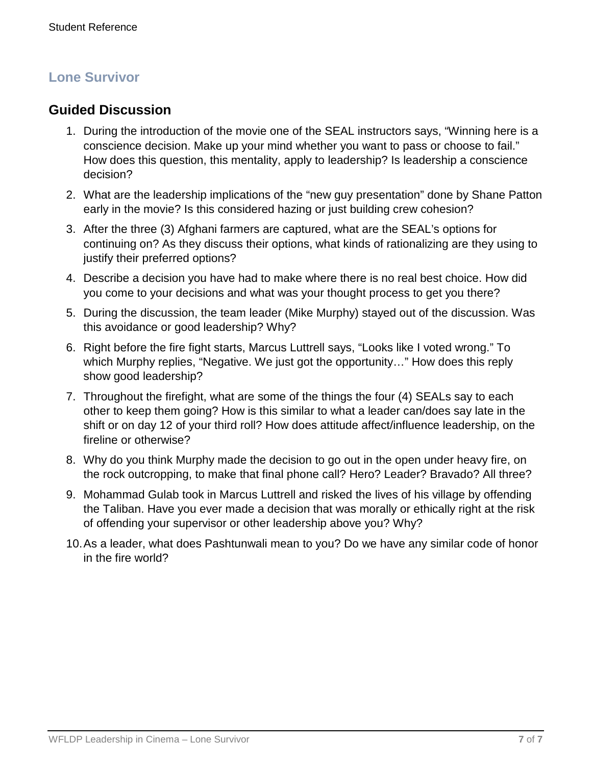## Lone Survivor

### Guided Discussion

1. During the introduction of the movie one of the SEAL instructors says, “Winning here is a conscience decision. Make up your mind whether you want to pass or choose to fail.” How does this question, this mentality, apply to leadership? Is leadership a conscience decision?
2. What are the leadership implications of the “new guy presentation” done by Shane Patton early in the movie? Is this considered hazing or just building crew cohesion?
3. After the three (3) Afghani farmers are captured, what are the SEAL’s options for continuing on? As they discuss their options, what kinds of rationalizing are they using to justify their preferred options?
4. Describe a decision you have had to make where there is no real best choice. How did you come to your decisions and what was your thought process to get you there?
5. During the discussion, the team leader (Mike Murphy) stayed out of the discussion. Was this avoidance or good leadership? Why?
6. Right before the fire fight starts, Marcus Luttrell says, “Looks like I voted wrong.” To which Murphy replies, “Negative. We just got the opportunity…” How does this reply show good leadership?
7. Throughout the firefight, what are some of the things the four (4) SEALs say to each other to keep them going? How is this similar to what a leader can/does say late in the shift or on day 12 of your third roll? How does attitude affect/influence leadership, on the fireline or otherwise?
8. Why do you think Murphy made the decision to go out in the open under heavy fire, on the rock outcropping, to make that final phone call? Hero? Leader? Bravado? All three?
9. Mohammad Gulab took in Marcus Luttrell and risked the lives of his village by offending the Taliban. Have you ever made a decision that was morally or ethically right at the risk of offending your supervisor or other leadership above you? Why?
10. As a leader, what does Pashtunwali mean to you? Do we have any similar code of honor in the fire world?